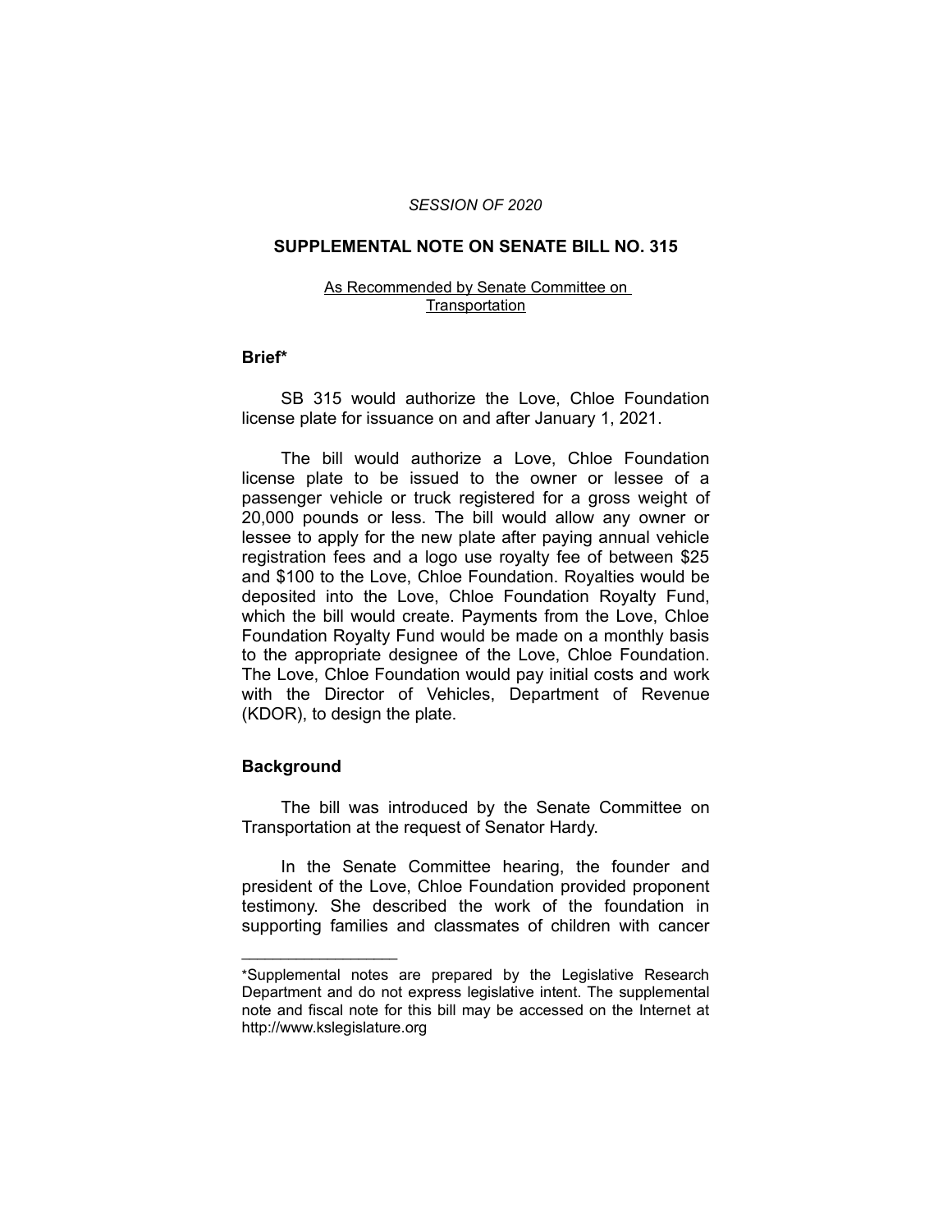*SESSION OF 2020*

# SUPPLEMENTAL NOTE ON SENATE BILL NO. 315

As Recommended by Senate Committee on Transportation

## Brief*

SB 315 would authorize the Love, Chloe Foundation license plate for issuance on and after January 1, 2021.

The bill would authorize a Love, Chloe Foundation license plate to be issued to the owner or lessee of a passenger vehicle or truck registered for a gross weight of 20,000 pounds or less. The bill would allow any owner or lessee to apply for the new plate after paying annual vehicle registration fees and a logo use royalty fee of between $25 and $100 to the Love, Chloe Foundation. Royalties would be deposited into the Love, Chloe Foundation Royalty Fund, which the bill would create. Payments from the Love, Chloe Foundation Royalty Fund would be made on a monthly basis to the appropriate designee of the Love, Chloe Foundation. The Love, Chloe Foundation would pay initial costs and work with the Director of Vehicles, Department of Revenue (KDOR), to design the plate.

## Background

The bill was introduced by the Senate Committee on Transportation at the request of Senator Hardy.

In the Senate Committee hearing, the founder and president of the Love, Chloe Foundation provided proponent testimony. She described the work of the foundation in supporting families and classmates of children with cancer

---

*Supplemental notes are prepared by the Legislative Research Department and do not express legislative intent. The supplemental note and fiscal note for this bill may be accessed on the Internet at http://www.kslegislature.org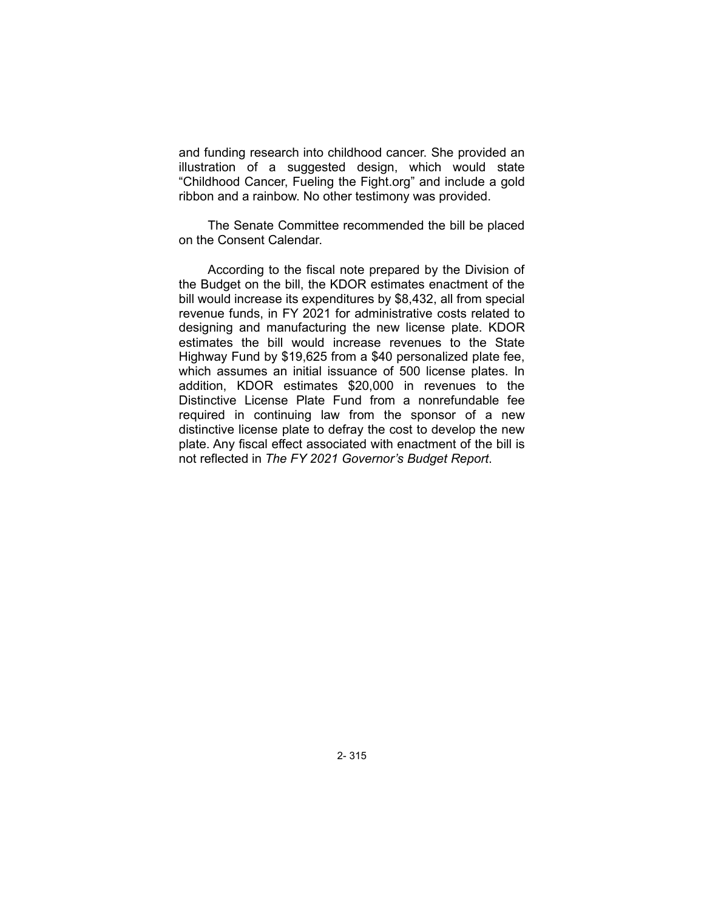and funding research into childhood cancer. She provided an illustration of a suggested design, which would state “Childhood Cancer, Fueling the Fight.org” and include a gold ribbon and a rainbow. No other testimony was provided.

The Senate Committee recommended the bill be placed on the Consent Calendar.

According to the fiscal note prepared by the Division of the Budget on the bill, the KDOR estimates enactment of the bill would increase its expenditures by $8,432, all from special revenue funds, in FY 2021 for administrative costs related to designing and manufacturing the new license plate. KDOR estimates the bill would increase revenues to the State Highway Fund by $19,625 from a $40 personalized plate fee, which assumes an initial issuance of 500 license plates. In addition, KDOR estimates $20,000 in revenues to the Distinctive License Plate Fund from a nonrefundable fee required in continuing law from the sponsor of a new distinctive license plate to defray the cost to develop the new plate. Any fiscal effect associated with enactment of the bill is not reflected in *The FY 2021 Governor’s Budget Report*.